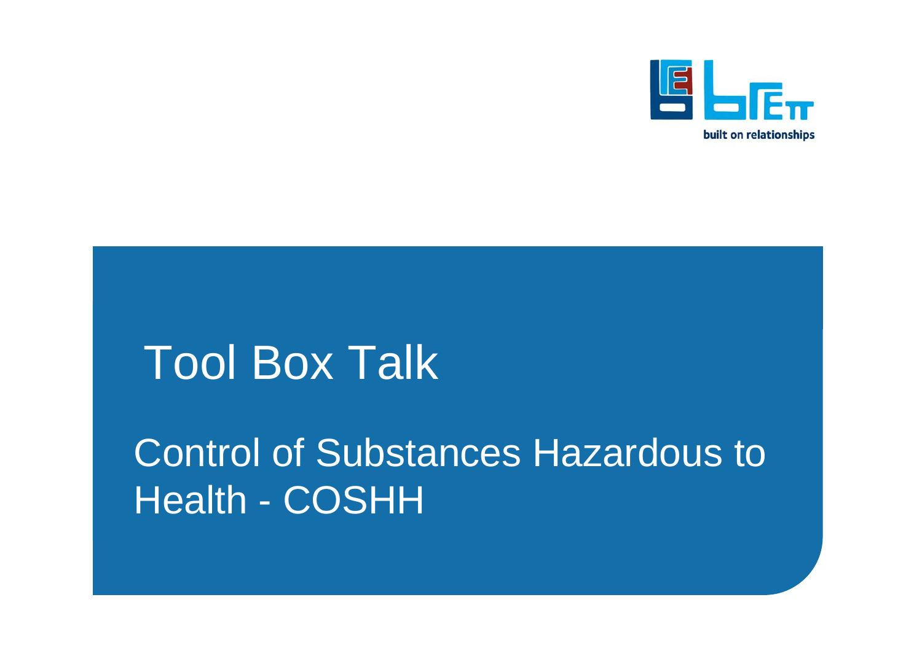built on relationships

# Tool Box Talk

## Control of Substances Hazardous to Health - COSHH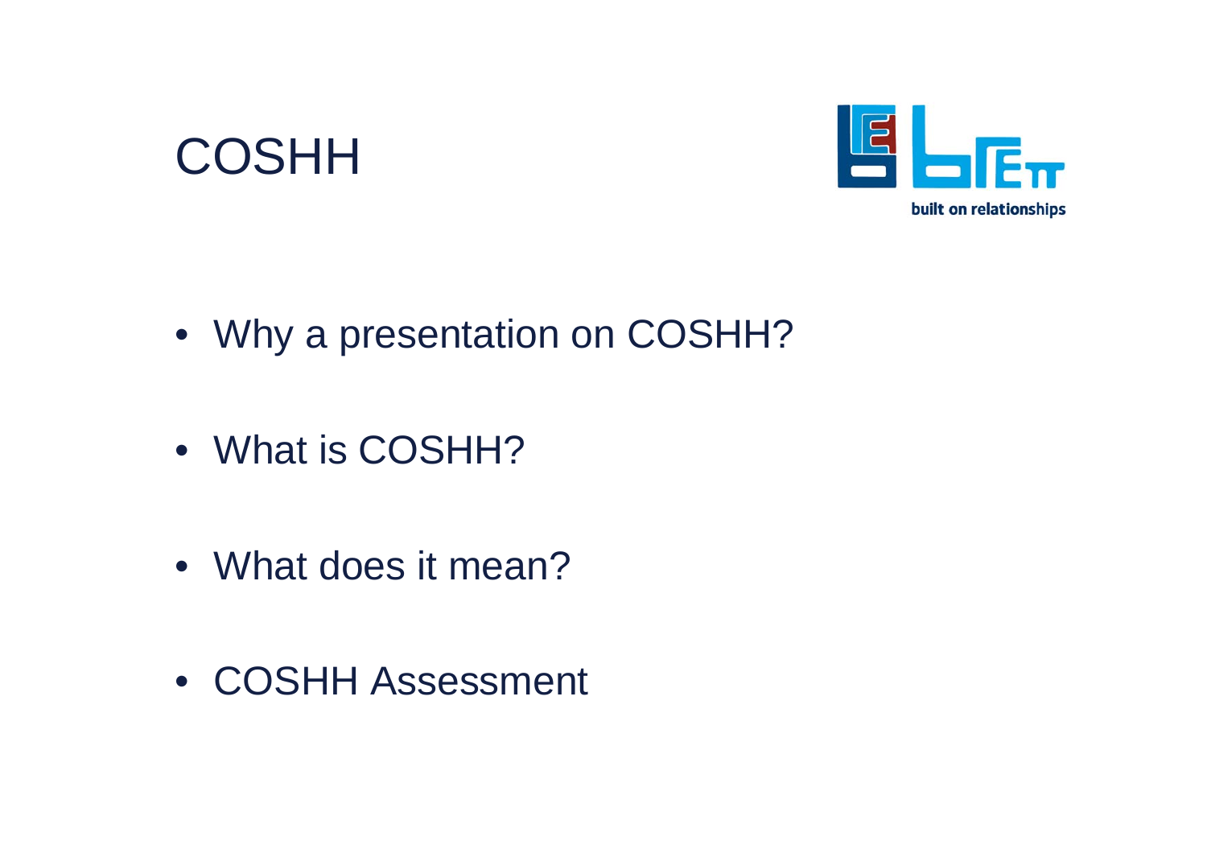# COSHH

built on relationships

- Why a presentation on COSHH?
- What is COSHH?
- What does it mean?
- COSHH Assessment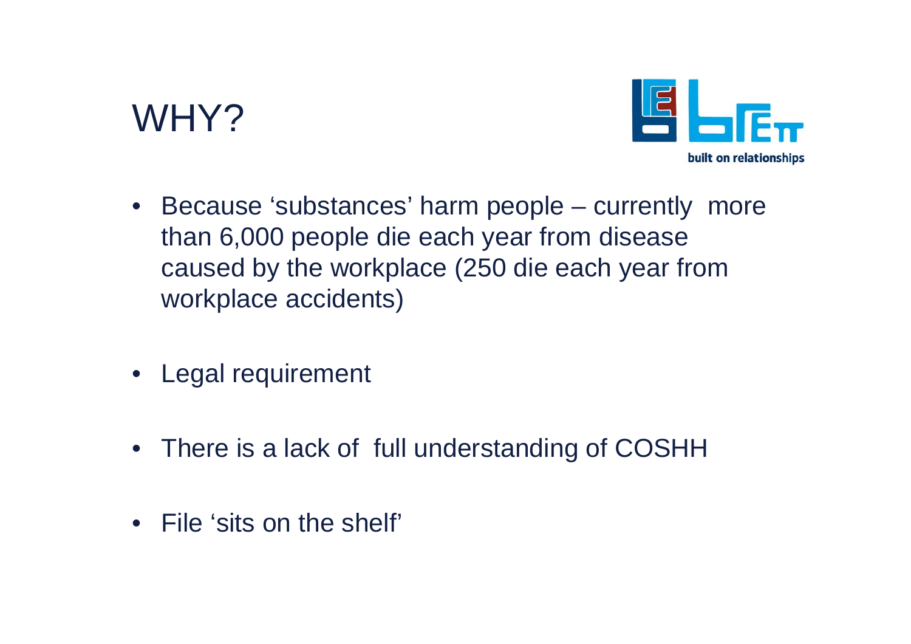# WHY?

built on relationships

- Because ‘substances’ harm people – currently more than 6,000 people die each year from disease caused by the workplace (250 die each year from workplace accidents)

- Legal requirement

- There is a lack of full understanding of COSHH

- File ‘sits on the shelf’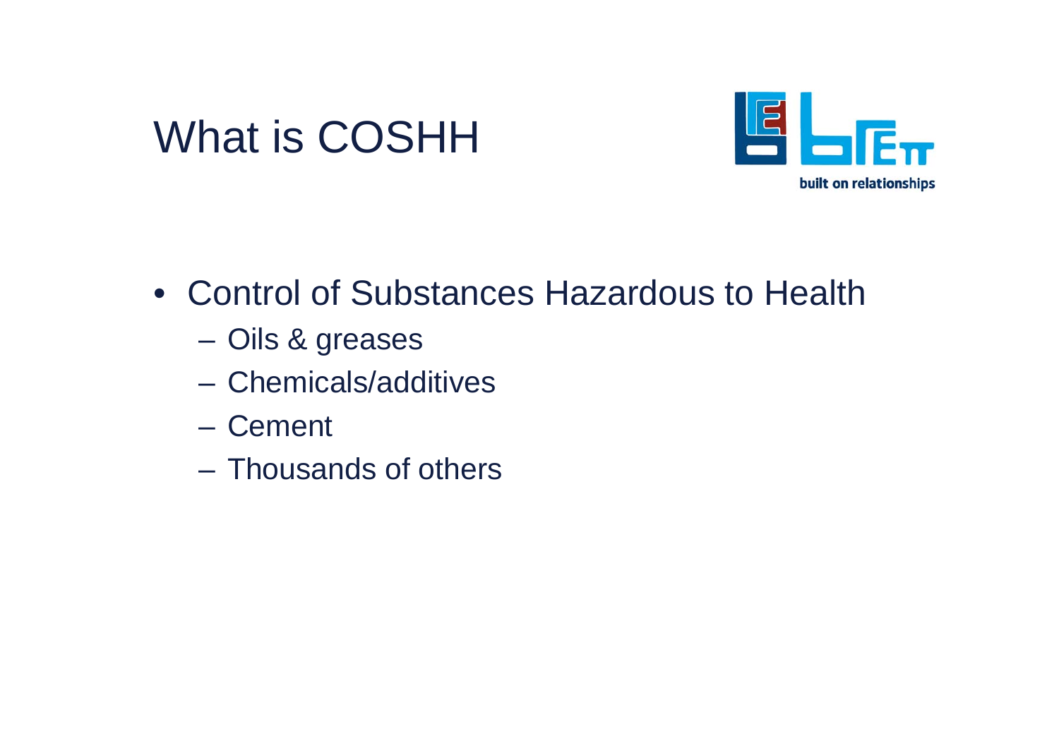# What is COSHH

built on relationships

- Control of Substances Hazardous to Health
  - Oils & greases
  - Chemicals/additives
  - Cement
  - Thousands of others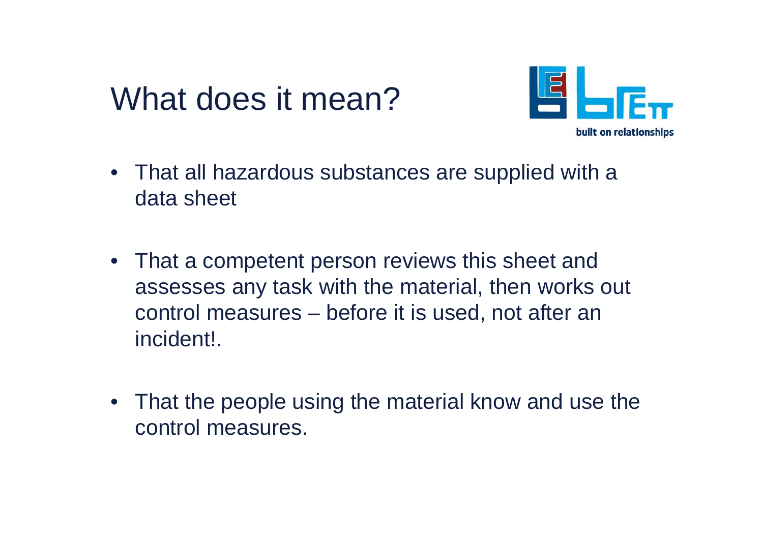# What does it mean?

built on relationships

- That all hazardous substances are supplied with a data sheet

- That a competent person reviews this sheet and assesses any task with the material, then works out control measures – before it is used, not after an incident!.

- That the people using the material know and use the control measures.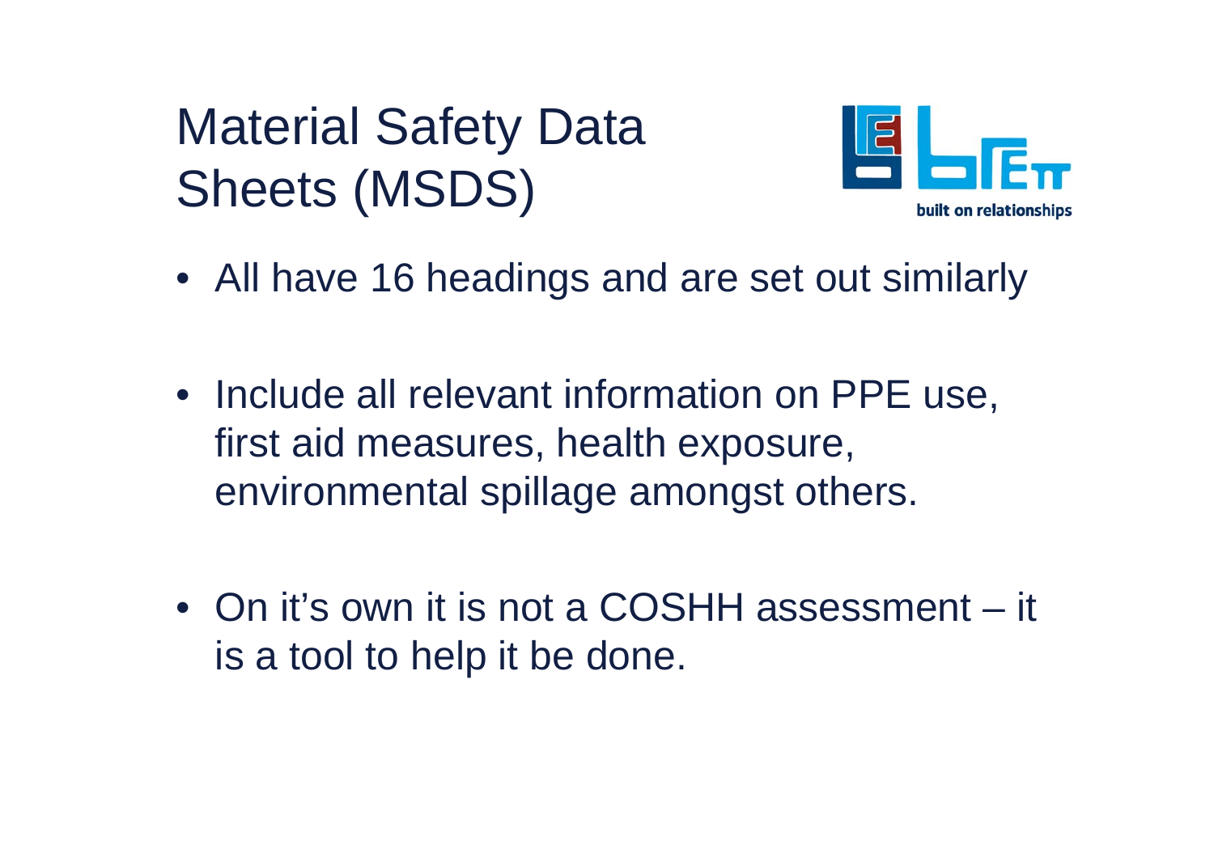# Material Safety Data Sheets (MSDS)

- All have 16 headings and are set out similarly

- Include all relevant information on PPE use, first aid measures, health exposure, environmental spillage amongst others.

- On it's own it is not a COSHH assessment – it is a tool to help it be done.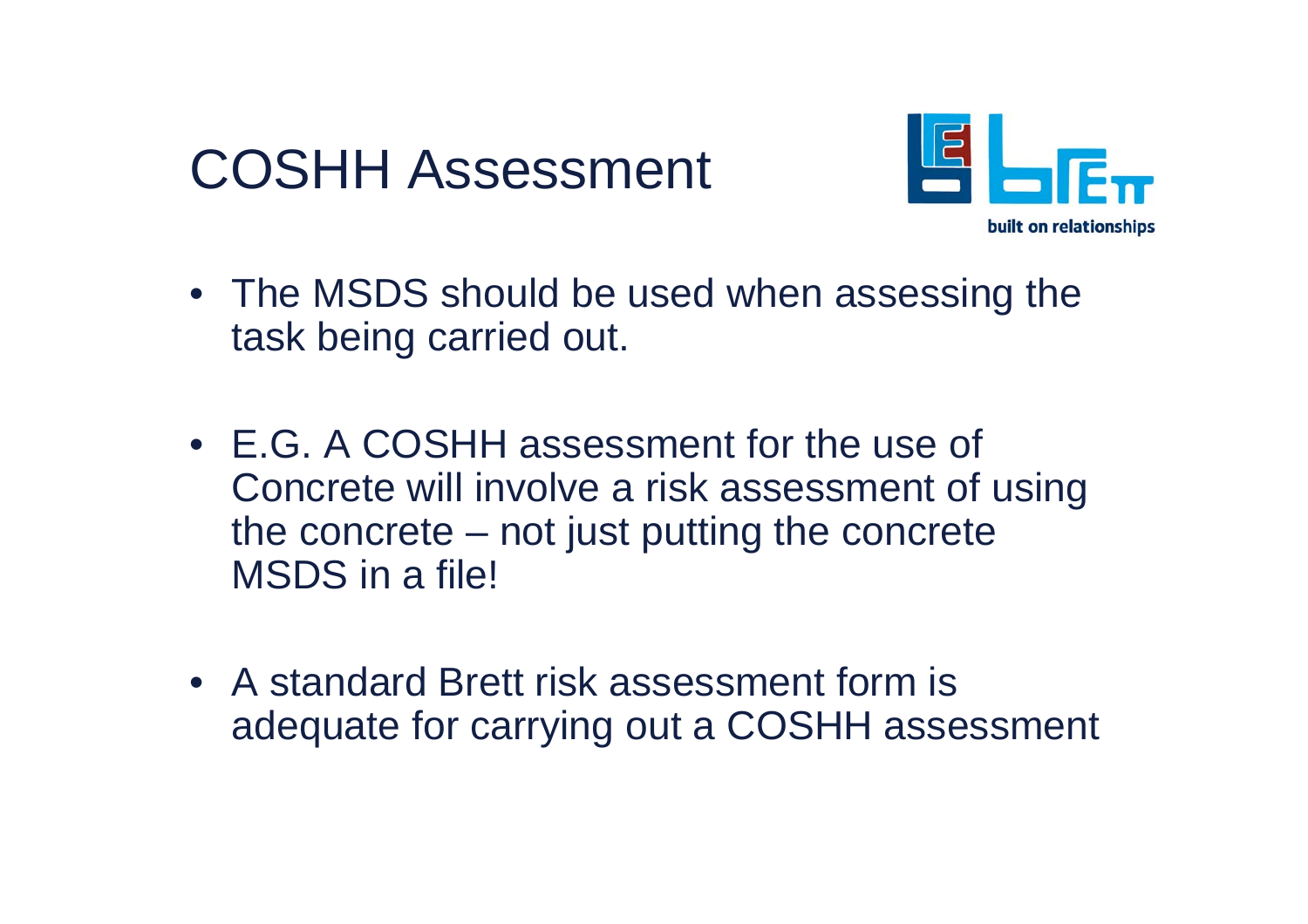# COSHH Assessment

- The MSDS should be used when assessing the task being carried out.
- E.G. A COSHH assessment for the use of Concrete will involve a risk assessment of using the concrete – not just putting the concrete MSDS in a file!
- A standard Brett risk assessment form is adequate for carrying out a COSHH assessment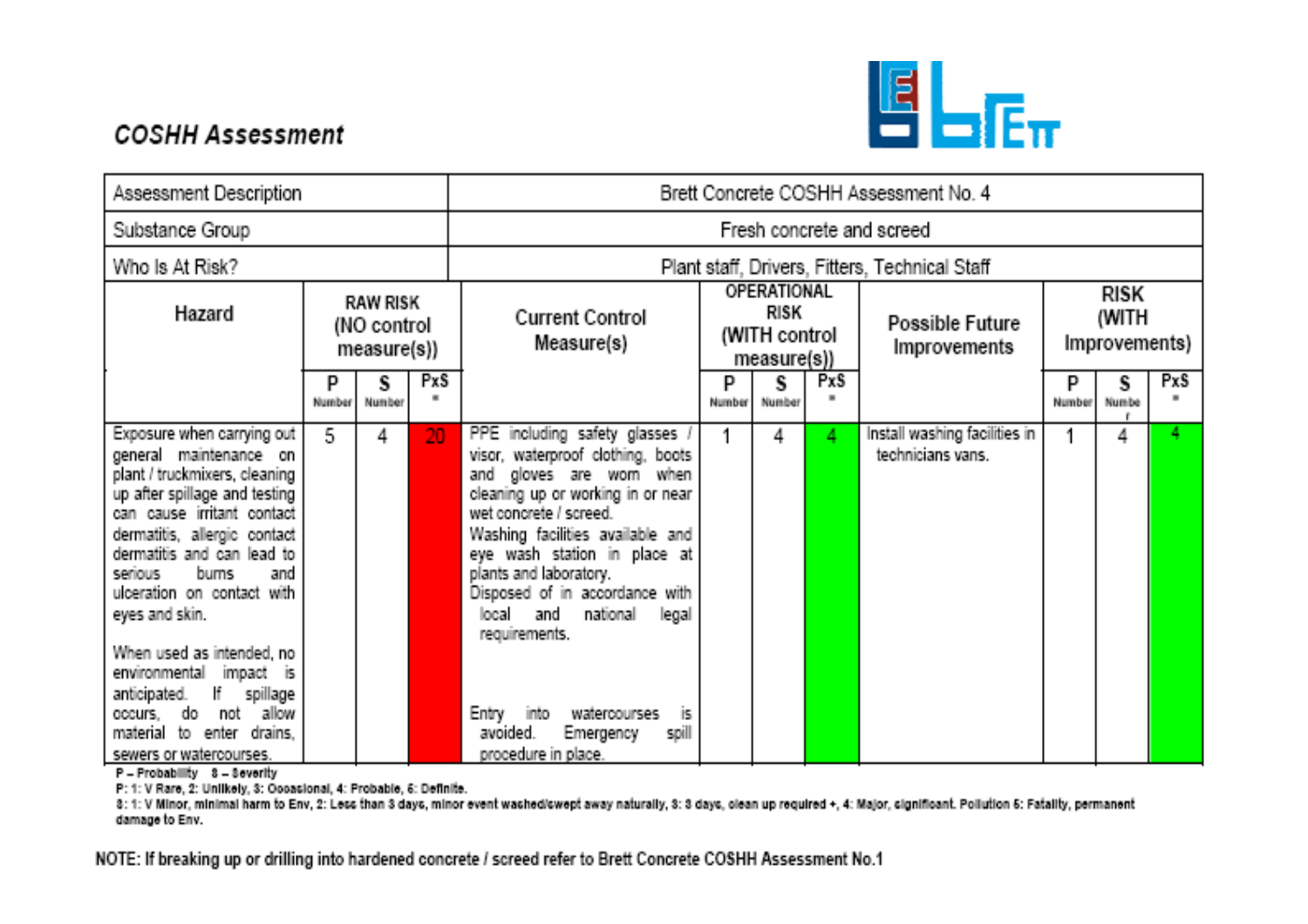## COSHH Assessment

| Assessment Description | Brett Concrete COSHH Assessment No. 4 | | | | | | | | | | | |
|---|---|---|---|---|---|---|---|---|---|---|---|---|
| Substance Group | Fresh concrete and screed | | | | | | | | | | | |
| Who Is At Risk? | Plant staff, Drivers, Fitters, Technical Staff | | | | | | | | | | | |
| Hazard | RAW RISK (NO control measure(s)) | | | Current Control Measure(s) | OPERATIONAL RISK (WITH control measure(s)) | | | Possible Future Improvements | RISK (WITH Improvements) | | | |
| | P Number | S Number | PxS = | | P Number | S Number | PxS = | | P Number | S Number | PxS = | |
| Exposure when carrying out general maintenance on plant / truckmixers, cleaning up after spillage and testing can cause irritant contact dermatitis, allergic contact dermatitis and can lead to serious burns and ulceration on contact with eyes and skin.<br><br>When used as intended, no environmental impact is anticipated. If spillage occurs, do not allow material to enter drains, sewers or watercourses. | 5 | 4 | 20 | PPE including safety glasses / visor, waterproof clothing, boots and gloves are worn when cleaning up or working in or near wet concrete / screed.<br>Washing facilities available and eye wash station in place at plants and laboratory.<br>Disposed of in accordance with local and national legal requirements.<br><br>Entry into watercourses is avoided. Emergency spill procedure in place. | 1 | 4 | 4 | Install washing facilities in technicians vans. | 1 | 4 | 4 | |

P – Probability S – Severity
P: 1: V Rare, 2: Unlikely, 3: Occasional, 4: Probable, 5: Definite.
S: 1: V Minor, minimal harm to Env, 2: Less than 3 days, minor event washed/swept away naturally, 3: 3 days, clean up required +, 4: Major, significant. Pollution 5: Fatality, permanent damage to Env.

NOTE: If breaking up or drilling into hardened concrete / screed refer to Brett Concrete COSHH Assessment No.1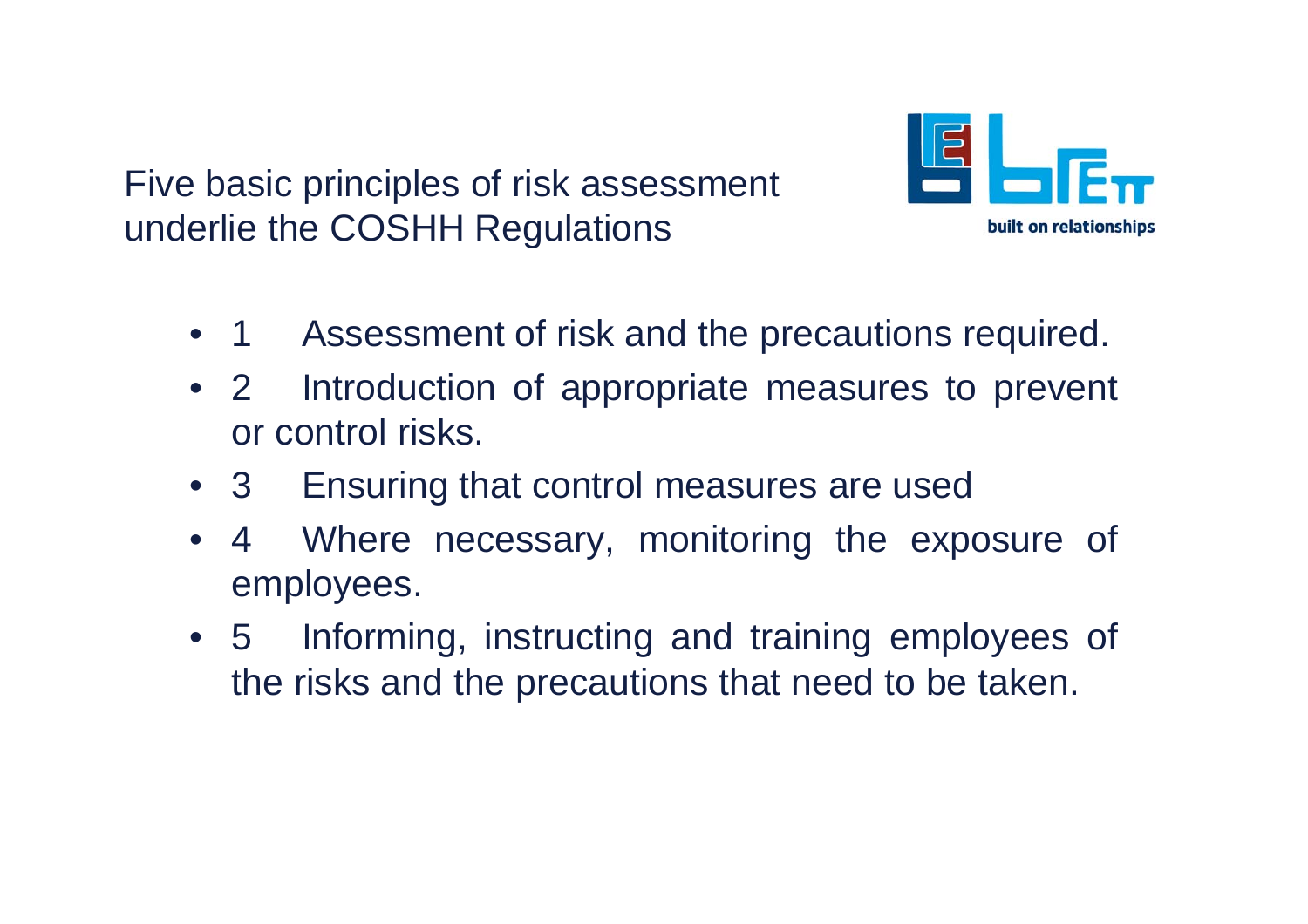## Five basic principles of risk assessment underlie the COSHH Regulations

built on relationships

- 1 Assessment of risk and the precautions required.
- 2 Introduction of appropriate measures to prevent or control risks.
- 3 Ensuring that control measures are used
- 4 Where necessary, monitoring the exposure of employees.
- 5 Informing, instructing and training employees of the risks and the precautions that need to be taken.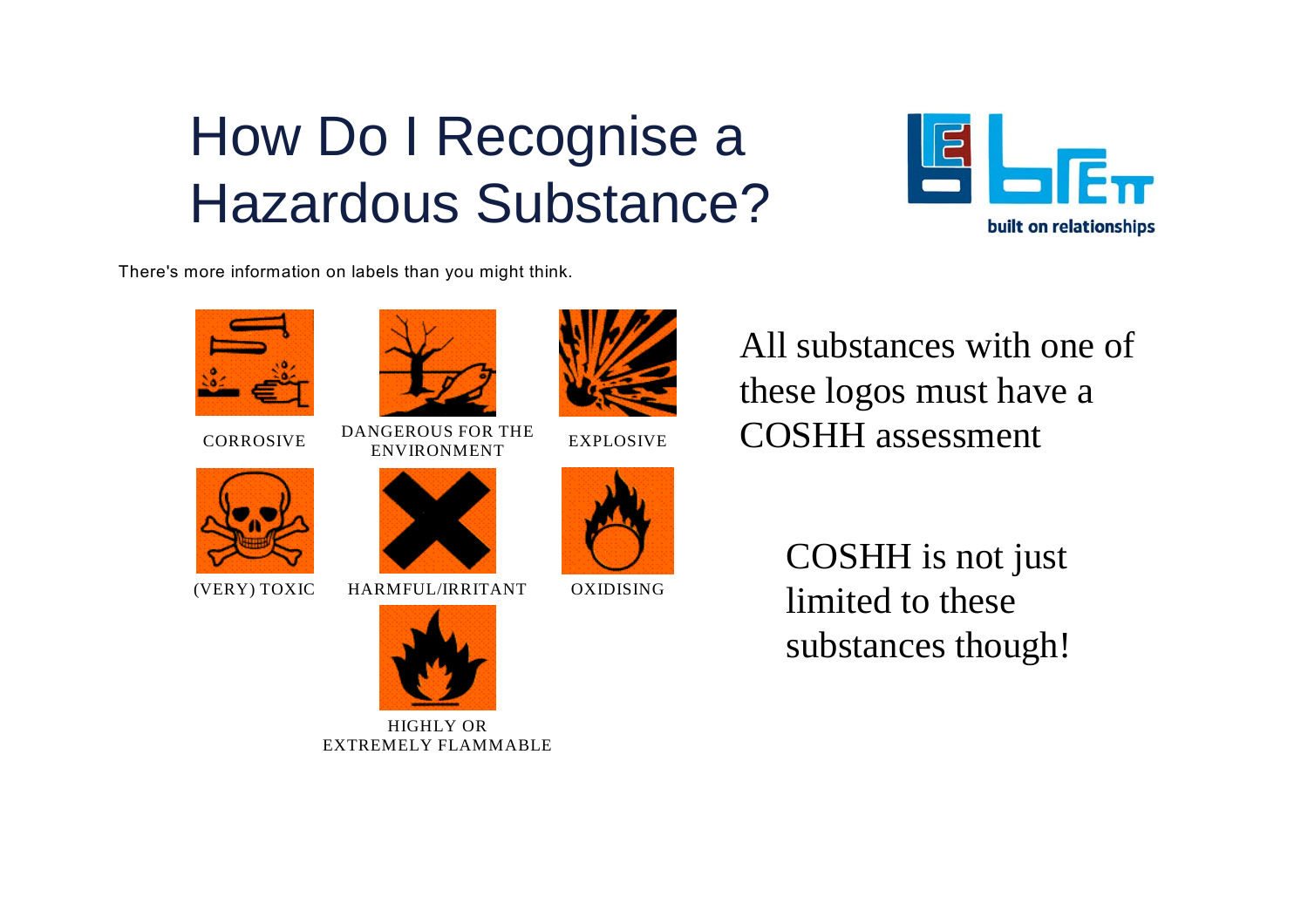# How Do I Recognise a Hazardous Substance?

There's more information on labels than you might think.

CORROSIVE

DANGEROUS FOR THE ENVIRONMENT

EXPLOSIVE

(VERY) TOXIC

HARMFUL/IRRITANT

OXIDISING

HIGHLY OR EXTREMELY FLAMMABLE

All substances with one of these logos must have a COSHH assessment

COSHH is not just limited to these substances though!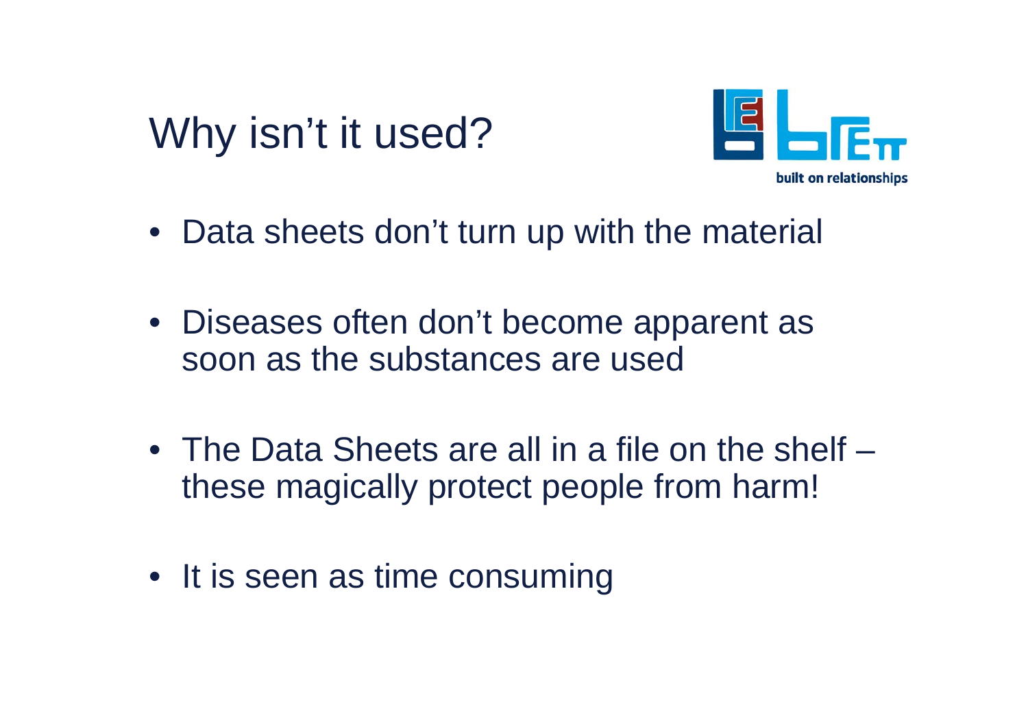# Why isn't it used?

- Data sheets don't turn up with the material
- Diseases often don't become apparent as soon as the substances are used
- The Data Sheets are all in a file on the shelf – these magically protect people from harm!
- It is seen as time consuming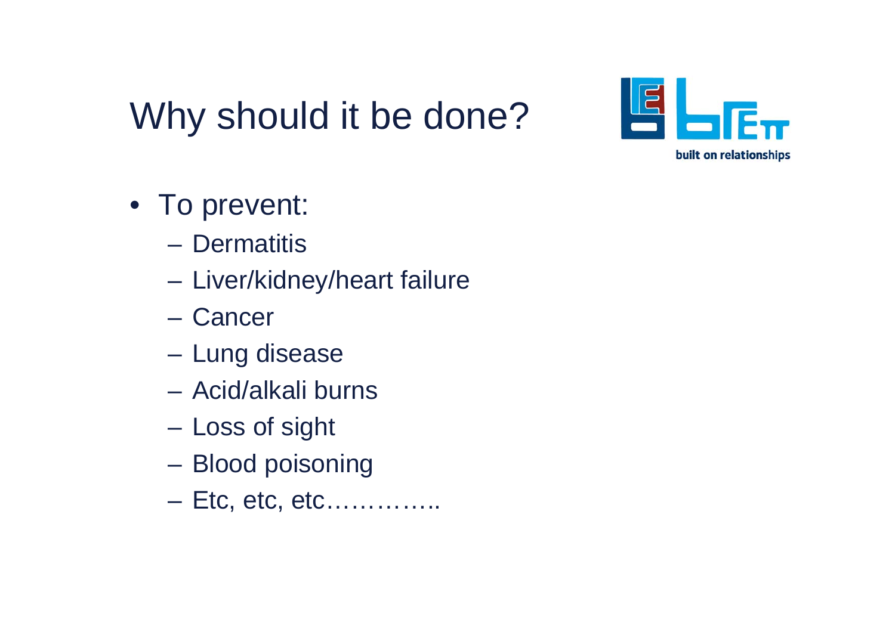# Why should it be done?

built on relationships

- To prevent:
  - Dermatitis
  - Liver/kidney/heart failure
  - Cancer
  - Lung disease
  - Acid/alkali burns
  - Loss of sight
  - Blood poisoning
  - Etc, etc, etc…………..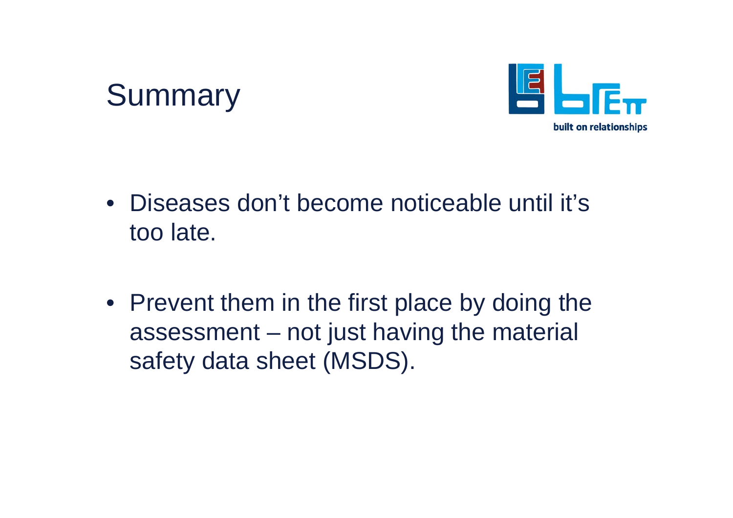# Summary

built on relationships

- Diseases don't become noticeable until it's too late.
- Prevent them in the first place by doing the assessment – not just having the material safety data sheet (MSDS).